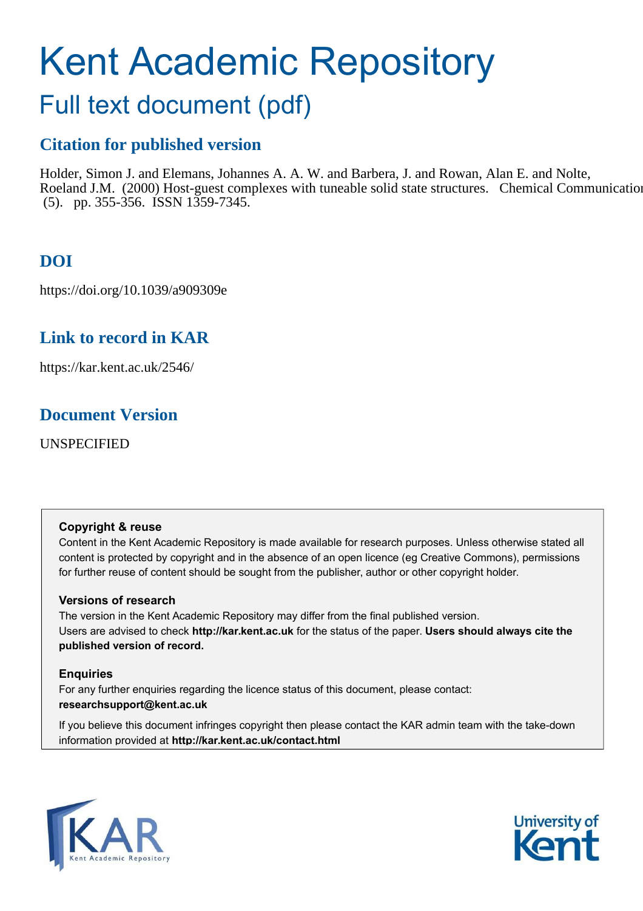# Kent Academic Repository

## Full text document (pdf)

## Citation for published version

Holder, Simon J. and Elemans, Johannes A. A. W. and Barbera, J. and Rowan, Alan E. and Nolte, Roeland J.M. (2000) Host-guest complexes with tuneable solid state structures. Chemical Communication (5). pp. 355-356. ISSN 1359-7345.

## DOI

https://doi.org/10.1039/a909309e

## Link to record in KAR

https://kar.kent.ac.uk/2546/

## Document Version

UNSPECIFIED

**Copyright & reuse**

Content in the Kent Academic Repository is made available for research purposes. Unless otherwise stated all content is protected by copyright and in the absence of an open licence (eg Creative Commons), permissions for further reuse of content should be sought from the publisher, author or other copyright holder.

**Versions of research**

The version in the Kent Academic Repository may differ from the final published version. Users are advised to check **http://kar.kent.ac.uk** for the status of the paper. **Users should always cite the published version of record.**

**Enquiries**

For any further enquiries regarding the licence status of this document, please contact: **researchsupport@kent.ac.uk**

If you believe this document infringes copyright then please contact the KAR admin team with the take-down information provided at **http://kar.kent.ac.uk/contact.html**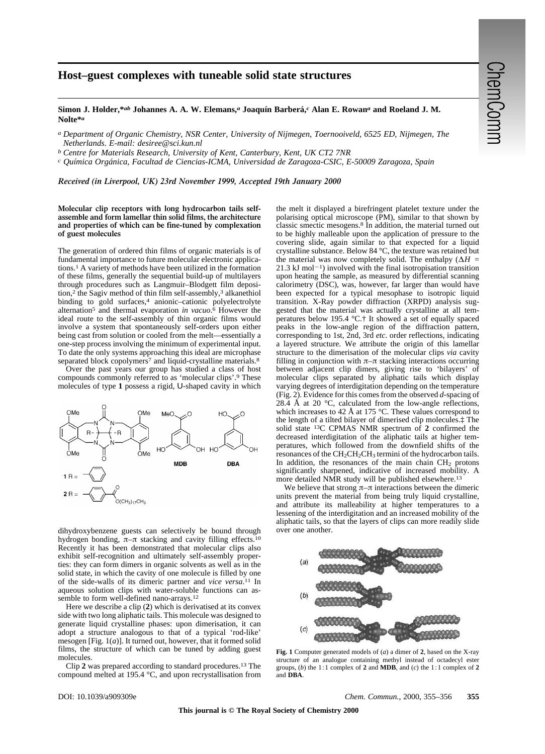# Host–guest complexes with tuneable solid state structures

**Simon J. Holder,*[ab] Johannes A. A. W. Elemans,[a] Joaquín Barberá,[c] Alan E. Rowan[a] and Roeland J. M. Nolte*[a]**

[a] *Department of Organic Chemistry, NSR Center, University of Nijmegen, Toernooiveld, 6525 ED, Nijmegen, The Netherlands. E-mail: desiree@sci.kun.nl*

[b] *Centre for Materials Research, University of Kent, Canterbury, Kent, UK CT2 7NR*

[c] *Química Orgánica, Facultad de Ciencias-ICMA, Universidad de Zaragoza-CSIC, E-50009 Zaragoza, Spain*

*Received (in Liverpool, UK) 23rd November 1999, Accepted 19th January 2000*

**Molecular clip receptors with long hydrocarbon tails self-assemble and form lamellar thin solid films, the architecture and properties of which can be fine-tuned by complexation of guest molecules**

The generation of ordered thin films of organic materials is of fundamental importance to future molecular electronic applications.[1] A variety of methods have been utilized in the formation of these films, generally the sequential build-up of multilayers through procedures such as Langmuir–Blodgett film deposition,[2] the Sagiv method of thin film self-assembly,[3] alkanethiol binding to gold surfaces,[4] anionic–cationic polyelectrolyte alternation[5] and thermal evaporation *in vacuo*.[6] However the ideal route to the self-assembly of thin organic films would involve a system that spontaneously self-orders upon either being cast from solution or cooled from the melt—essentially a one-step process involving the minimum of experimental input. To date the only systems approaching this ideal are microphase separated block copolymers[7] and liquid-crystalline materials.[8]

Over the past years our group has studied a class of host compounds commonly referred to as 'molecular clips'.[9] These molecules of type **1** possess a rigid, U-shaped cavity in which dihydroxybenzene guests can selectively be bound through hydrogen bonding, π–π stacking and cavity filling effects.[10] Recently it has been demonstrated that molecular clips also exhibit self-recognition and ultimately self-assembly properties: they can form dimers in organic solvents as well as in the solid state, in which the cavity of one molecule is filled by one of the side-walls of its dimeric partner and *vice versa*.[11] In aqueous solution clips with water-soluble functions can assemble to form well-defined nano-arrays.[12]

Here we describe a clip (**2**) which is derivatised at its convex side with two long aliphatic tails. This molecule was designed to generate liquid crystalline phases: upon dimerisation, it can adopt a structure analogous to that of a typical 'rod-like' mesogen [Fig. 1(*a*)]. It turned out, however, that it formed solid films, the structure of which can be tuned by adding guest molecules.

Clip **2** was prepared according to standard procedures.[13] The compound melted at 195.4 °C, and upon recrystallisation from the melt it displayed a birefringent platelet texture under the polarising optical microscope (PM), similar to that shown by classic smectic mesogens.[8] In addition, the material turned out to be highly malleable upon the application of pressure to the covering slide, again similar to that expected for a liquid crystalline substance. Below 84 °C, the texture was retained but the material was now completely solid. The enthalpy ($\Delta H$ = 21.3 kJ mol$^{-1}$) involved with the final isotropisation transition upon heating the sample, as measured by differential scanning calorimetry (DSC), was, however, far larger than would have been expected for a typical mesophase to isotropic liquid transition. X-Ray powder diffraction (XRPD) analysis suggested that the material was actually crystalline at all temperatures below 195.4 °C.† It showed a set of equally spaced peaks in the low-angle region of the diffraction pattern, corresponding to 1st, 2nd, 3rd *etc*. order reflections, indicating a layered structure. We attribute the origin of this lamellar structure to the dimerisation of the molecular clips *via* cavity filling in conjunction with π–π stacking interactions occurring between adjacent clip dimers, giving rise to 'bilayers' of molecular clips separated by aliphatic tails which display varying degrees of interdigitation depending on the temperature (Fig. 2). Evidence for this comes from the observed *d*-spacing of 28.4 Å at 20 °C, calculated from the low-angle reflections, which increases to 42 Å at 175 °C. These values correspond to the length of a tilted bilayer of dimerised clip molecules.‡ The solid state $^{13}$C CPMAS NMR spectrum of **2** confirmed the decreased interdigitation of the aliphatic tails at higher temperatures, which followed from the downfield shifts of the resonances of the $CH_2CH_2CH_3$ termini of the hydrocarbon tails. In addition, the resonances of the main chain $CH_2$ protons significantly sharpened, indicative of increased mobility. A more detailed NMR study will be published elsewhere.[13]

We believe that strong π–π interactions between the dimeric units prevent the material from being truly liquid crystalline, and attribute its malleability at higher temperatures to a lessening of the interdigitation and an increased mobility of the aliphatic tails, so that the layers of clips can more readily slide over one another.

**Fig. 1** Computer generated models of (*a*) a dimer of **2**, based on the X-ray structure of an analogue containing methyl instead of octadecyl ester groups, (*b*) the 1:1 complex of **2** and **MDB**, and (*c*) the 1:1 complex of **2** and **DBA**.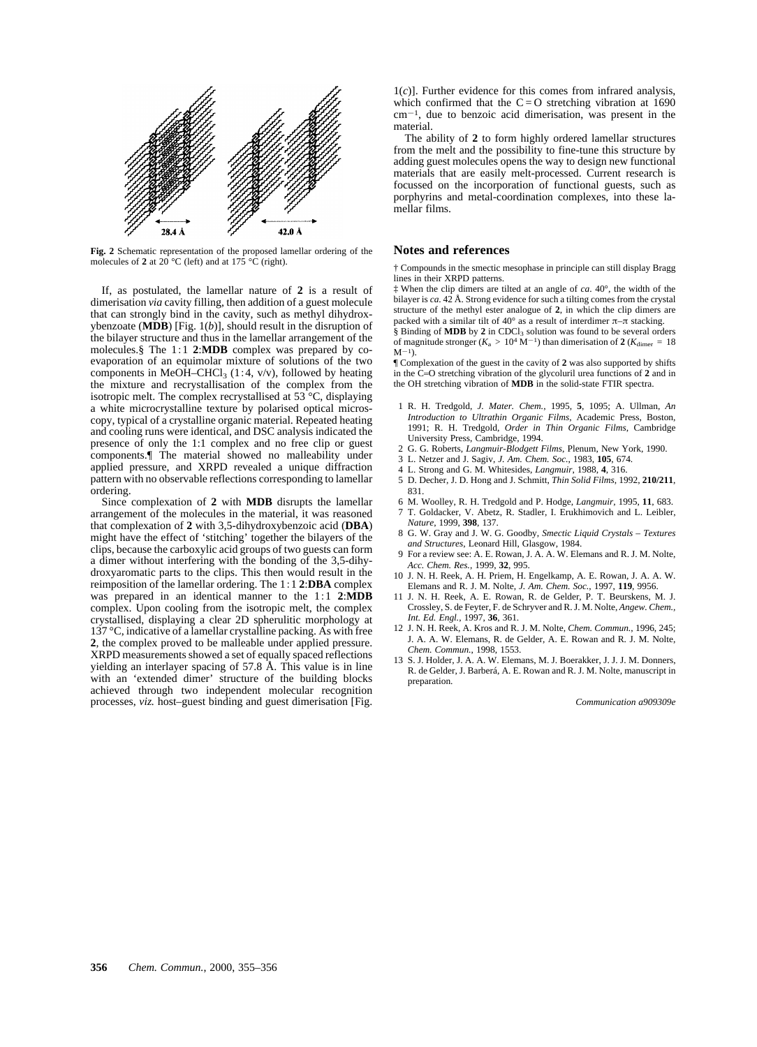28.4 Å

42.0 Å

**Fig. 2** Schematic representation of the proposed lamellar ordering of the molecules of **2** at 20 °C (left) and at 175 °C (right).

If, as postulated, the lamellar nature of **2** is a result of dimerisation *via* cavity filling, then addition of a guest molecule that can strongly bind in the cavity, such as methyl dihydroxybenzoate (**MDB**) [Fig. 1(*b*)], should result in the disruption of the bilayer structure and thus in the lamellar arrangement of the molecules.§ The 1:1 **2**:**MDB** complex was prepared by co-evaporation of an equimolar mixture of solutions of the two components in MeOH–$CHCl_3$ (1:4, v/v), followed by heating the mixture and recrystallisation of the complex from the isotropic melt. The complex recrystallised at 53 °C, displaying a white microcrystalline texture by polarised optical microscopy, typical of a crystalline organic material. Repeated heating and cooling runs were identical, and DSC analysis indicated the presence of only the 1:1 complex and no free clip or guest components.¶ The material showed no malleability under applied pressure, and XRPD revealed a unique diffraction pattern with no observable reflections corresponding to lamellar ordering.

Since complexation of **2** with **MDB** disrupts the lamellar arrangement of the molecules in the material, it was reasoned that complexation of **2** with 3,5-dihydroxybenzoic acid (**DBA**) might have the effect of 'stitching' together the bilayers of the clips, because the carboxylic acid groups of two guests can form a dimer without interfering with the bonding of the 3,5-dihydroxyaromatic parts to the clips. This then would result in the reimposition of the lamellar ordering. The 1:1 **2**:**DBA** complex was prepared in an identical manner to the 1:1 **2**:**MDB** complex. Upon cooling from the isotropic melt, the complex crystallised, displaying a clear 2D spherulitic morphology at 137 °C, indicative of a lamellar crystalline packing. As with free **2**, the complex proved to be malleable under applied pressure. XRPD measurements showed a set of equally spaced reflections yielding an interlayer spacing of 57.8 Å. This value is in line with an 'extended dimer' structure of the building blocks achieved through two independent molecular recognition processes, *viz.* host–guest binding and guest dimerisation [Fig. 1(*c*)]. Further evidence for this comes from infrared analysis, which confirmed that the C=O stretching vibration at 1690 $cm^{-1}$, due to benzoic acid dimerisation, was present in the material.

The ability of **2** to form highly ordered lamellar structures from the melt and the possibility to fine-tune this structure by adding guest molecules opens the way to design new functional materials that are easily melt-processed. Current research is focussed on the incorporation of functional guests, such as porphyrins and metal-coordination complexes, into these lamellar films.

## Notes and references

† Compounds in the smectic mesophase in principle can still display Bragg lines in their XRPD patterns.

‡ When the clip dimers are tilted at an angle of *ca.* 40°, the width of the bilayer is *ca.* 42 Å. Strong evidence for such a tilting comes from the crystal structure of the methyl ester analogue of **2**, in which the clip dimers are packed with a similar tilt of 40° as a result of interdimer $\pi$–$\pi$ stacking.

§ Binding of **MDB** by **2** in $CDCl_3$ solution was found to be several orders of magnitude stronger ($K_a > 10^4$ $M^{-1}$) than dimerisation of **2** ($K_{dimer} = 18$ $M^{-1}$).

¶ Complexation of the guest in the cavity of **2** was also supported by shifts in the C=O stretching vibration of the glycoluril urea functions of **2** and in the OH stretching vibration of **MDB** in the solid-state FTIR spectra.

1. R. H. Tredgold, *J. Mater. Chem.*, 1995, **5**, 1095; A. Ullman, *An Introduction to Ultrathin Organic Films*, Academic Press, Boston, 1991; R. H. Tredgold, *Order in Thin Organic Films*, Cambridge University Press, Cambridge, 1994.
2. G. G. Roberts, *Langmuir-Blodgett Films*, Plenum, New York, 1990.
3. L. Netzer and J. Sagiv, *J. Am. Chem. Soc.*, 1983, **105**, 674.
4. L. Strong and G. M. Whitesides, *Langmuir*, 1988, **4**, 316.
5. D. Decher, J. D. Hong and J. Schmitt, *Thin Solid Films*, 1992, **210/211**, 831.
6. M. Woolley, R. H. Tredgold and P. Hodge, *Langmuir*, 1995, **11**, 683.
7. T. Goldacker, V. Abetz, R. Stadler, I. Erukhimovich and L. Leibler, *Nature*, 1999, **398**, 137.
8. G. W. Gray and J. W. G. Goodby, *Smectic Liquid Crystals – Textures and Structures*, Leonard Hill, Glasgow, 1984.
9. For a review see: A. E. Rowan, J. A. A. W. Elemans and R. J. M. Nolte, *Acc. Chem. Res.*, 1999, **32**, 995.
10. J. N. H. Reek, A. H. Priem, H. Engelkamp, A. E. Rowan, J. A. A. W. Elemans and R. J. M. Nolte, *J. Am. Chem. Soc.*, 1997, **119**, 9956.
11. J. N. H. Reek, A. E. Rowan, R. de Gelder, P. T. Beurskens, M. J. Crossley, S. de Feyter, F. de Schryver and R. J. M. Nolte, *Angew. Chem., Int. Ed. Engl.*, 1997, **36**, 361.
12. J. N. H. Reek, A. Kros and R. J. M. Nolte, *Chem. Commun.*, 1996, 245; J. A. A. W. Elemans, R. de Gelder, A. E. Rowan and R. J. M. Nolte, *Chem. Commun.*, 1998, 1553.
13. S. J. Holder, J. A. A. W. Elemans, M. J. Boerakker, J. J. J. M. Donners, R. de Gelder, J. Barberá, A. E. Rowan and R. J. M. Nolte, manuscript in preparation.

*Communication a909309e*